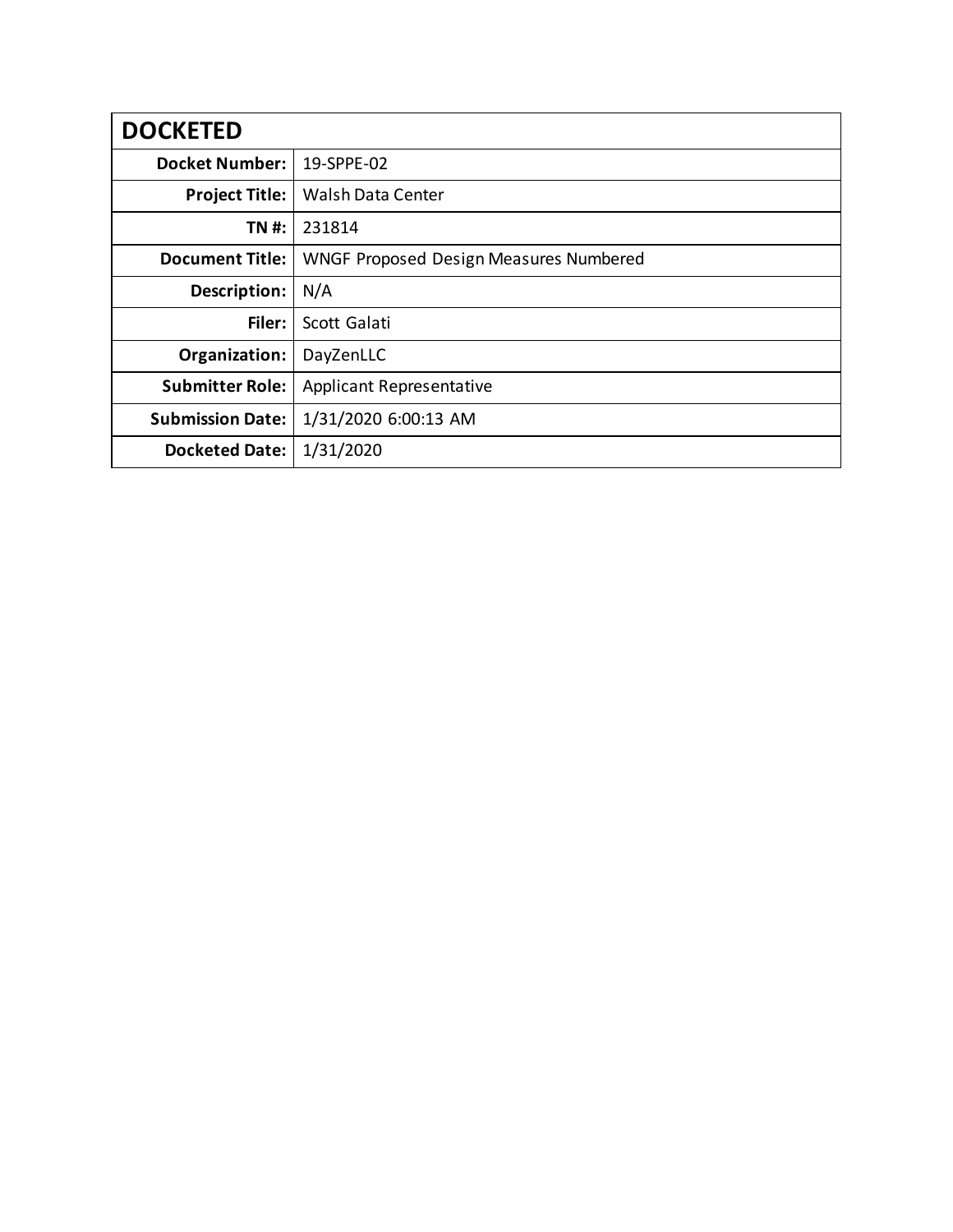| DOCKETED | |
|---|---|
| **Docket Number:** | 19-SPPE-02 |
| **Project Title:** | Walsh Data Center |
| **TN #:** | 231814 |
| **Document Title:** | WNGF Proposed Design Measures Numbered |
| **Description:** | N/A |
| **Filer:** | Scott Galati |
| **Organization:** | DayZenLLC |
| **Submitter Role:** | Applicant Representative |
| **Submission Date:** | 1/31/2020 6:00:13 AM |
| **Docketed Date:** | 1/31/2020 |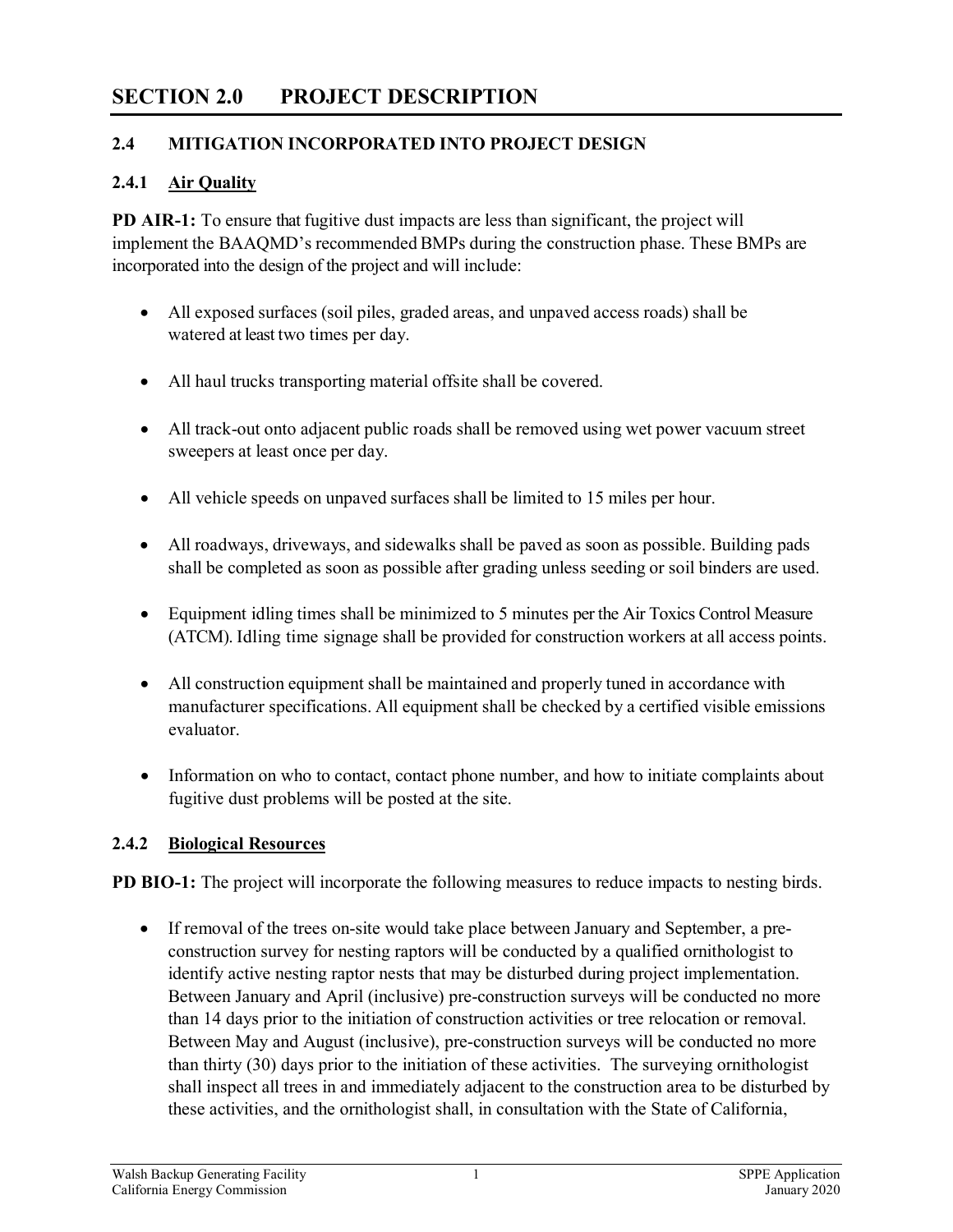# SECTION 2.0 PROJECT DESCRIPTION

## 2.4 MITIGATION INCORPORATED INTO PROJECT DESIGN

### 2.4.1 Air Quality

**PD AIR-1:** To ensure that fugitive dust impacts are less than significant, the project will implement the BAAQMD's recommended BMPs during the construction phase. These BMPs are incorporated into the design of the project and will include:

- All exposed surfaces (soil piles, graded areas, and unpaved access roads) shall be watered at least two times per day.
- All haul trucks transporting material offsite shall be covered.
- All track-out onto adjacent public roads shall be removed using wet power vacuum street sweepers at least once per day.
- All vehicle speeds on unpaved surfaces shall be limited to 15 miles per hour.
- All roadways, driveways, and sidewalks shall be paved as soon as possible. Building pads shall be completed as soon as possible after grading unless seeding or soil binders are used.
- Equipment idling times shall be minimized to 5 minutes per the Air Toxics Control Measure (ATCM). Idling time signage shall be provided for construction workers at all access points.
- All construction equipment shall be maintained and properly tuned in accordance with manufacturer specifications. All equipment shall be checked by a certified visible emissions evaluator.
- Information on who to contact, contact phone number, and how to initiate complaints about fugitive dust problems will be posted at the site.

### 2.4.2 Biological Resources

**PD BIO-1:** The project will incorporate the following measures to reduce impacts to nesting birds.

- If removal of the trees on-site would take place between January and September, a pre-construction survey for nesting raptors will be conducted by a qualified ornithologist to identify active nesting raptor nests that may be disturbed during project implementation. Between January and April (inclusive) pre-construction surveys will be conducted no more than 14 days prior to the initiation of construction activities or tree relocation or removal. Between May and August (inclusive), pre-construction surveys will be conducted no more than thirty (30) days prior to the initiation of these activities. The surveying ornithologist shall inspect all trees in and immediately adjacent to the construction area to be disturbed by these activities, and the ornithologist shall, in consultation with the State of California,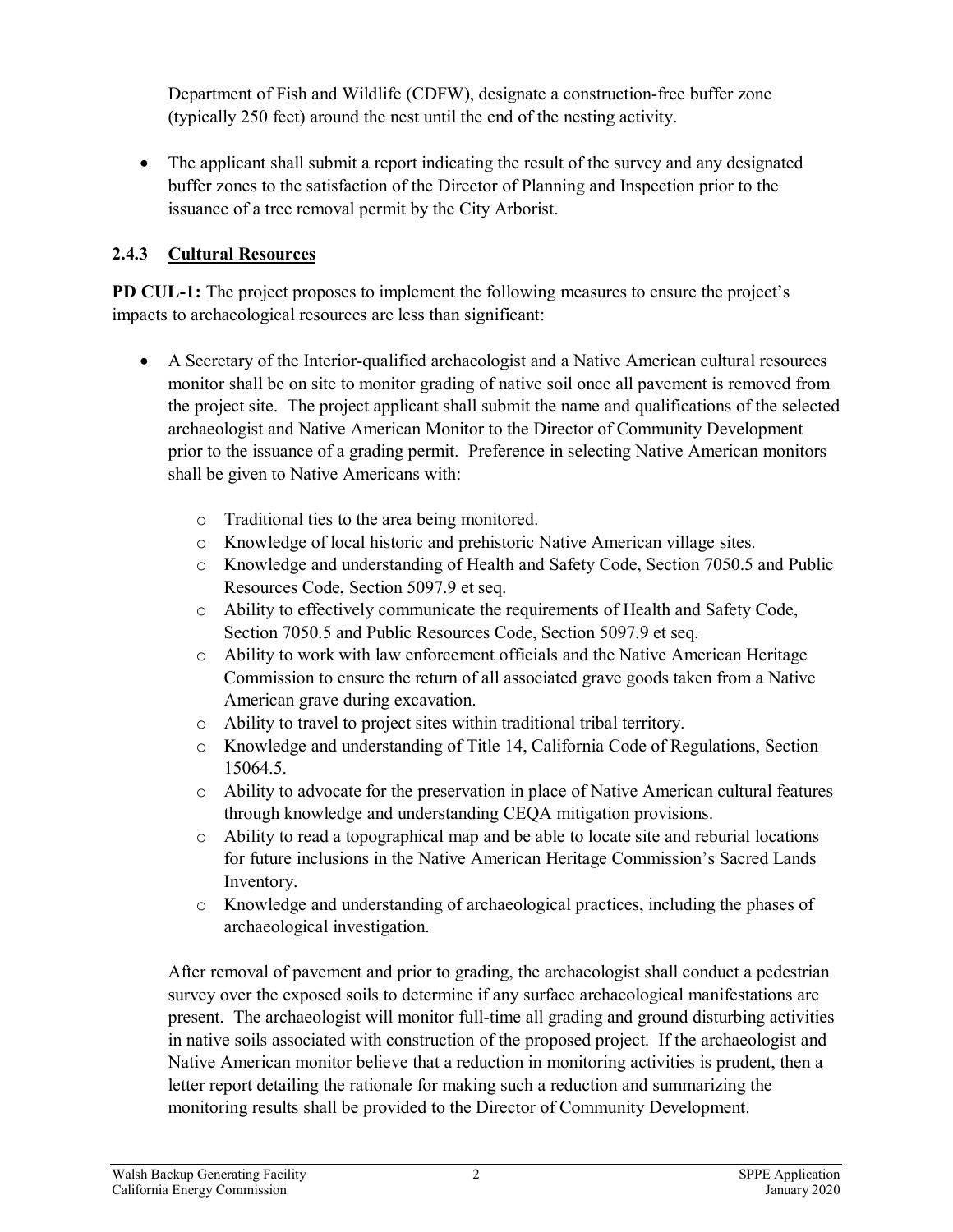Department of Fish and Wildlife (CDFW), designate a construction-free buffer zone (typically 250 feet) around the nest until the end of the nesting activity.

- The applicant shall submit a report indicating the result of the survey and any designated buffer zones to the satisfaction of the Director of Planning and Inspection prior to the issuance of a tree removal permit by the City Arborist.

### 2.4.3 Cultural Resources

**PD CUL-1:** The project proposes to implement the following measures to ensure the project's impacts to archaeological resources are less than significant:

- A Secretary of the Interior-qualified archaeologist and a Native American cultural resources monitor shall be on site to monitor grading of native soil once all pavement is removed from the project site. The project applicant shall submit the name and qualifications of the selected archaeologist and Native American Monitor to the Director of Community Development prior to the issuance of a grading permit. Preference in selecting Native American monitors shall be given to Native Americans with:
  - Traditional ties to the area being monitored.
  - Knowledge of local historic and prehistoric Native American village sites.
  - Knowledge and understanding of Health and Safety Code, Section 7050.5 and Public Resources Code, Section 5097.9 et seq.
  - Ability to effectively communicate the requirements of Health and Safety Code, Section 7050.5 and Public Resources Code, Section 5097.9 et seq.
  - Ability to work with law enforcement officials and the Native American Heritage Commission to ensure the return of all associated grave goods taken from a Native American grave during excavation.
  - Ability to travel to project sites within traditional tribal territory.
  - Knowledge and understanding of Title 14, California Code of Regulations, Section 15064.5.
  - Ability to advocate for the preservation in place of Native American cultural features through knowledge and understanding CEQA mitigation provisions.
  - Ability to read a topographical map and be able to locate site and reburial locations for future inclusions in the Native American Heritage Commission's Sacred Lands Inventory.
  - Knowledge and understanding of archaeological practices, including the phases of archaeological investigation.

  After removal of pavement and prior to grading, the archaeologist shall conduct a pedestrian survey over the exposed soils to determine if any surface archaeological manifestations are present. The archaeologist will monitor full-time all grading and ground disturbing activities in native soils associated with construction of the proposed project. If the archaeologist and Native American monitor believe that a reduction in monitoring activities is prudent, then a letter report detailing the rationale for making such a reduction and summarizing the monitoring results shall be provided to the Director of Community Development.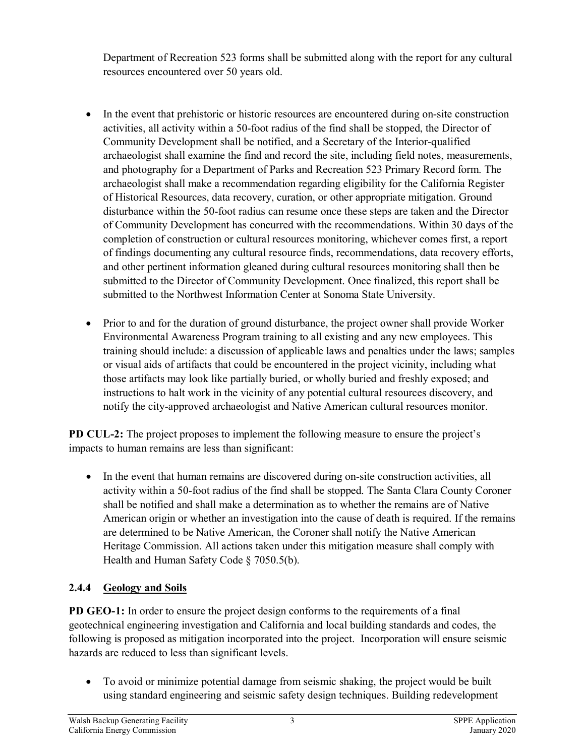Department of Recreation 523 forms shall be submitted along with the report for any cultural resources encountered over 50 years old.

- In the event that prehistoric or historic resources are encountered during on-site construction activities, all activity within a 50-foot radius of the find shall be stopped, the Director of Community Development shall be notified, and a Secretary of the Interior-qualified archaeologist shall examine the find and record the site, including field notes, measurements, and photography for a Department of Parks and Recreation 523 Primary Record form. The archaeologist shall make a recommendation regarding eligibility for the California Register of Historical Resources, data recovery, curation, or other appropriate mitigation. Ground disturbance within the 50-foot radius can resume once these steps are taken and the Director of Community Development has concurred with the recommendations. Within 30 days of the completion of construction or cultural resources monitoring, whichever comes first, a report of findings documenting any cultural resource finds, recommendations, data recovery efforts, and other pertinent information gleaned during cultural resources monitoring shall then be submitted to the Director of Community Development. Once finalized, this report shall be submitted to the Northwest Information Center at Sonoma State University.

- Prior to and for the duration of ground disturbance, the project owner shall provide Worker Environmental Awareness Program training to all existing and any new employees. This training should include: a discussion of applicable laws and penalties under the laws; samples or visual aids of artifacts that could be encountered in the project vicinity, including what those artifacts may look like partially buried, or wholly buried and freshly exposed; and instructions to halt work in the vicinity of any potential cultural resources discovery, and notify the city-approved archaeologist and Native American cultural resources monitor.

**PD CUL-2:** The project proposes to implement the following measure to ensure the project's impacts to human remains are less than significant:

- In the event that human remains are discovered during on-site construction activities, all activity within a 50-foot radius of the find shall be stopped. The Santa Clara County Coroner shall be notified and shall make a determination as to whether the remains are of Native American origin or whether an investigation into the cause of death is required. If the remains are determined to be Native American, the Coroner shall notify the Native American Heritage Commission. All actions taken under this mitigation measure shall comply with Health and Human Safety Code § 7050.5(b).

### 2.4.4 Geology and Soils

**PD GEO-1:** In order to ensure the project design conforms to the requirements of a final geotechnical engineering investigation and California and local building standards and codes, the following is proposed as mitigation incorporated into the project. Incorporation will ensure seismic hazards are reduced to less than significant levels.

- To avoid or minimize potential damage from seismic shaking, the project would be built using standard engineering and seismic safety design techniques. Building redevelopment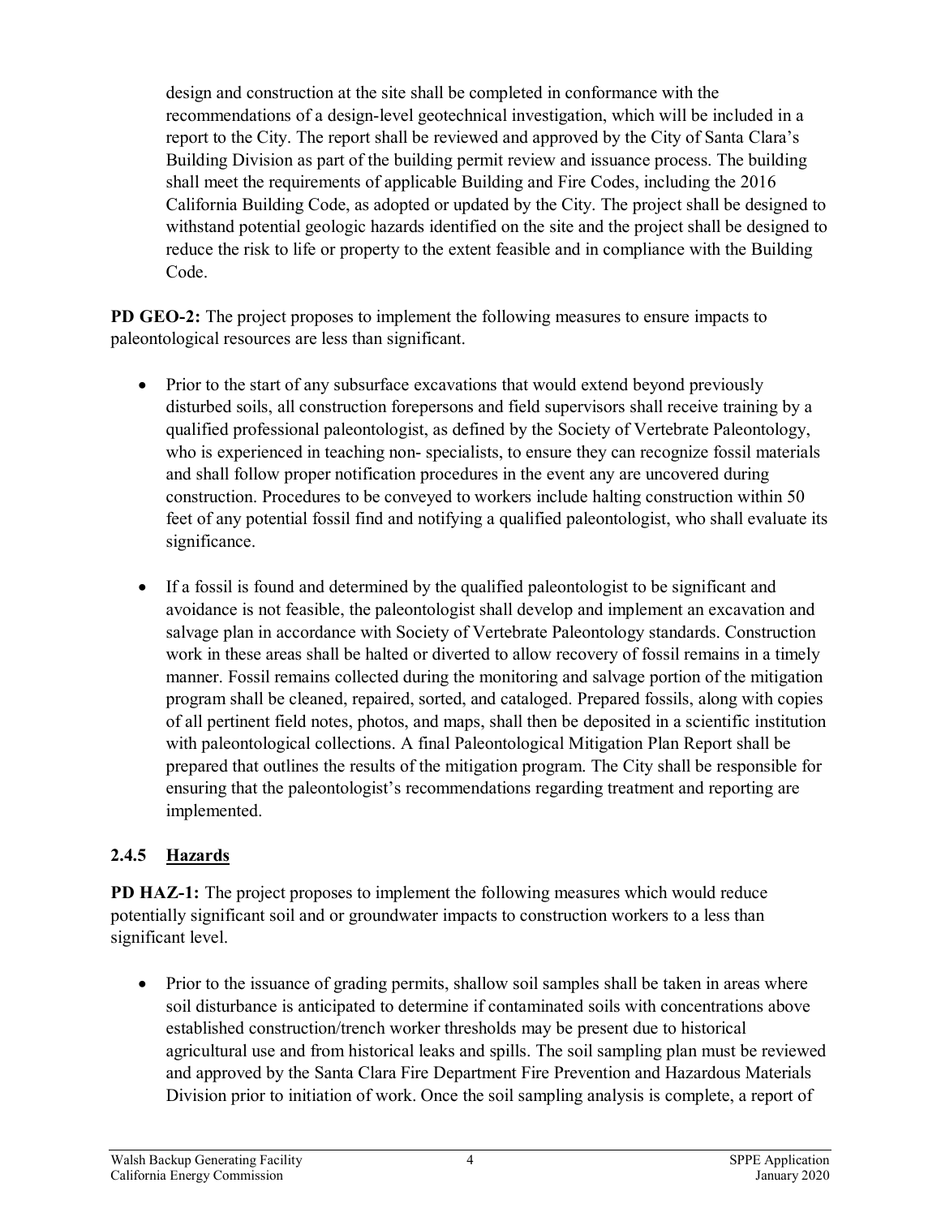design and construction at the site shall be completed in conformance with the recommendations of a design-level geotechnical investigation, which will be included in a report to the City. The report shall be reviewed and approved by the City of Santa Clara's Building Division as part of the building permit review and issuance process. The building shall meet the requirements of applicable Building and Fire Codes, including the 2016 California Building Code, as adopted or updated by the City. The project shall be designed to withstand potential geologic hazards identified on the site and the project shall be designed to reduce the risk to life or property to the extent feasible and in compliance with the Building Code.

**PD GEO-2:** The project proposes to implement the following measures to ensure impacts to paleontological resources are less than significant.

- Prior to the start of any subsurface excavations that would extend beyond previously disturbed soils, all construction forepersons and field supervisors shall receive training by a qualified professional paleontologist, as defined by the Society of Vertebrate Paleontology, who is experienced in teaching non- specialists, to ensure they can recognize fossil materials and shall follow proper notification procedures in the event any are uncovered during construction. Procedures to be conveyed to workers include halting construction within 50 feet of any potential fossil find and notifying a qualified paleontologist, who shall evaluate its significance.
- If a fossil is found and determined by the qualified paleontologist to be significant and avoidance is not feasible, the paleontologist shall develop and implement an excavation and salvage plan in accordance with Society of Vertebrate Paleontology standards. Construction work in these areas shall be halted or diverted to allow recovery of fossil remains in a timely manner. Fossil remains collected during the monitoring and salvage portion of the mitigation program shall be cleaned, repaired, sorted, and cataloged. Prepared fossils, along with copies of all pertinent field notes, photos, and maps, shall then be deposited in a scientific institution with paleontological collections. A final Paleontological Mitigation Plan Report shall be prepared that outlines the results of the mitigation program. The City shall be responsible for ensuring that the paleontologist's recommendations regarding treatment and reporting are implemented.

### 2.4.5 Hazards

**PD HAZ-1:** The project proposes to implement the following measures which would reduce potentially significant soil and or groundwater impacts to construction workers to a less than significant level.

- Prior to the issuance of grading permits, shallow soil samples shall be taken in areas where soil disturbance is anticipated to determine if contaminated soils with concentrations above established construction/trench worker thresholds may be present due to historical agricultural use and from historical leaks and spills. The soil sampling plan must be reviewed and approved by the Santa Clara Fire Department Fire Prevention and Hazardous Materials Division prior to initiation of work. Once the soil sampling analysis is complete, a report of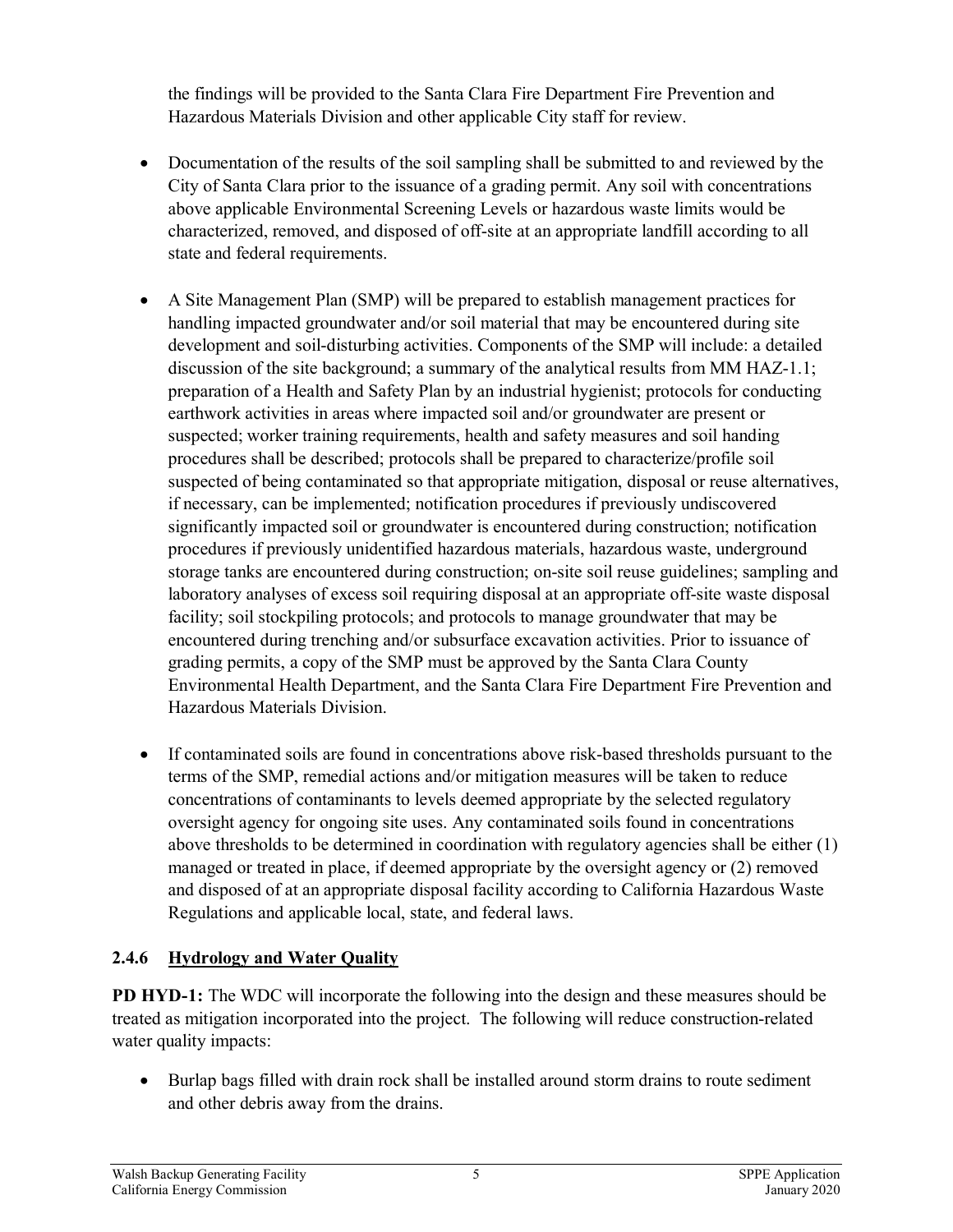the findings will be provided to the Santa Clara Fire Department Fire Prevention and Hazardous Materials Division and other applicable City staff for review.

- Documentation of the results of the soil sampling shall be submitted to and reviewed by the City of Santa Clara prior to the issuance of a grading permit. Any soil with concentrations above applicable Environmental Screening Levels or hazardous waste limits would be characterized, removed, and disposed of off-site at an appropriate landfill according to all state and federal requirements.
- A Site Management Plan (SMP) will be prepared to establish management practices for handling impacted groundwater and/or soil material that may be encountered during site development and soil-disturbing activities. Components of the SMP will include: a detailed discussion of the site background; a summary of the analytical results from MM HAZ-1.1; preparation of a Health and Safety Plan by an industrial hygienist; protocols for conducting earthwork activities in areas where impacted soil and/or groundwater are present or suspected; worker training requirements, health and safety measures and soil handing procedures shall be described; protocols shall be prepared to characterize/profile soil suspected of being contaminated so that appropriate mitigation, disposal or reuse alternatives, if necessary, can be implemented; notification procedures if previously undiscovered significantly impacted soil or groundwater is encountered during construction; notification procedures if previously unidentified hazardous materials, hazardous waste, underground storage tanks are encountered during construction; on-site soil reuse guidelines; sampling and laboratory analyses of excess soil requiring disposal at an appropriate off-site waste disposal facility; soil stockpiling protocols; and protocols to manage groundwater that may be encountered during trenching and/or subsurface excavation activities. Prior to issuance of grading permits, a copy of the SMP must be approved by the Santa Clara County Environmental Health Department, and the Santa Clara Fire Department Fire Prevention and Hazardous Materials Division.
- If contaminated soils are found in concentrations above risk-based thresholds pursuant to the terms of the SMP, remedial actions and/or mitigation measures will be taken to reduce concentrations of contaminants to levels deemed appropriate by the selected regulatory oversight agency for ongoing site uses. Any contaminated soils found in concentrations above thresholds to be determined in coordination with regulatory agencies shall be either (1) managed or treated in place, if deemed appropriate by the oversight agency or (2) removed and disposed of at an appropriate disposal facility according to California Hazardous Waste Regulations and applicable local, state, and federal laws.

### 2.4.6 Hydrology and Water Quality

**PD HYD-1:** The WDC will incorporate the following into the design and these measures should be treated as mitigation incorporated into the project. The following will reduce construction-related water quality impacts:

- Burlap bags filled with drain rock shall be installed around storm drains to route sediment and other debris away from the drains.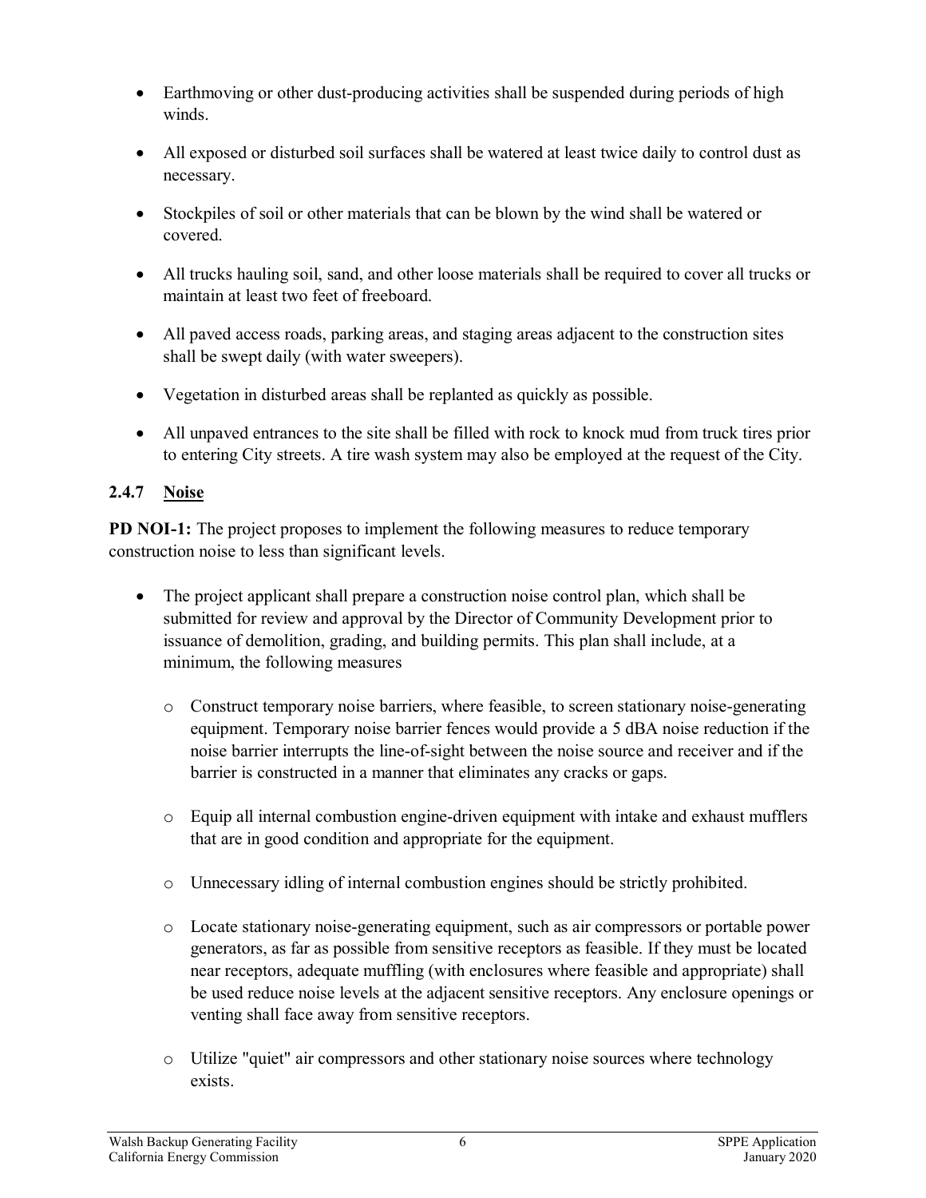- Earthmoving or other dust-producing activities shall be suspended during periods of high winds.
- All exposed or disturbed soil surfaces shall be watered at least twice daily to control dust as necessary.
- Stockpiles of soil or other materials that can be blown by the wind shall be watered or covered.
- All trucks hauling soil, sand, and other loose materials shall be required to cover all trucks or maintain at least two feet of freeboard.
- All paved access roads, parking areas, and staging areas adjacent to the construction sites shall be swept daily (with water sweepers).
- Vegetation in disturbed areas shall be replanted as quickly as possible.
- All unpaved entrances to the site shall be filled with rock to knock mud from truck tires prior to entering City streets. A tire wash system may also be employed at the request of the City.

### 2.4.7 Noise

**PD NOI-1:** The project proposes to implement the following measures to reduce temporary construction noise to less than significant levels.

- The project applicant shall prepare a construction noise control plan, which shall be submitted for review and approval by the Director of Community Development prior to issuance of demolition, grading, and building permits. This plan shall include, at a minimum, the following measures
  - Construct temporary noise barriers, where feasible, to screen stationary noise-generating equipment. Temporary noise barrier fences would provide a 5 dBA noise reduction if the noise barrier interrupts the line-of-sight between the noise source and receiver and if the barrier is constructed in a manner that eliminates any cracks or gaps.
  - Equip all internal combustion engine-driven equipment with intake and exhaust mufflers that are in good condition and appropriate for the equipment.
  - Unnecessary idling of internal combustion engines should be strictly prohibited.
  - Locate stationary noise-generating equipment, such as air compressors or portable power generators, as far as possible from sensitive receptors as feasible. If they must be located near receptors, adequate muffling (with enclosures where feasible and appropriate) shall be used reduce noise levels at the adjacent sensitive receptors. Any enclosure openings or venting shall face away from sensitive receptors.
  - Utilize "quiet" air compressors and other stationary noise sources where technology exists.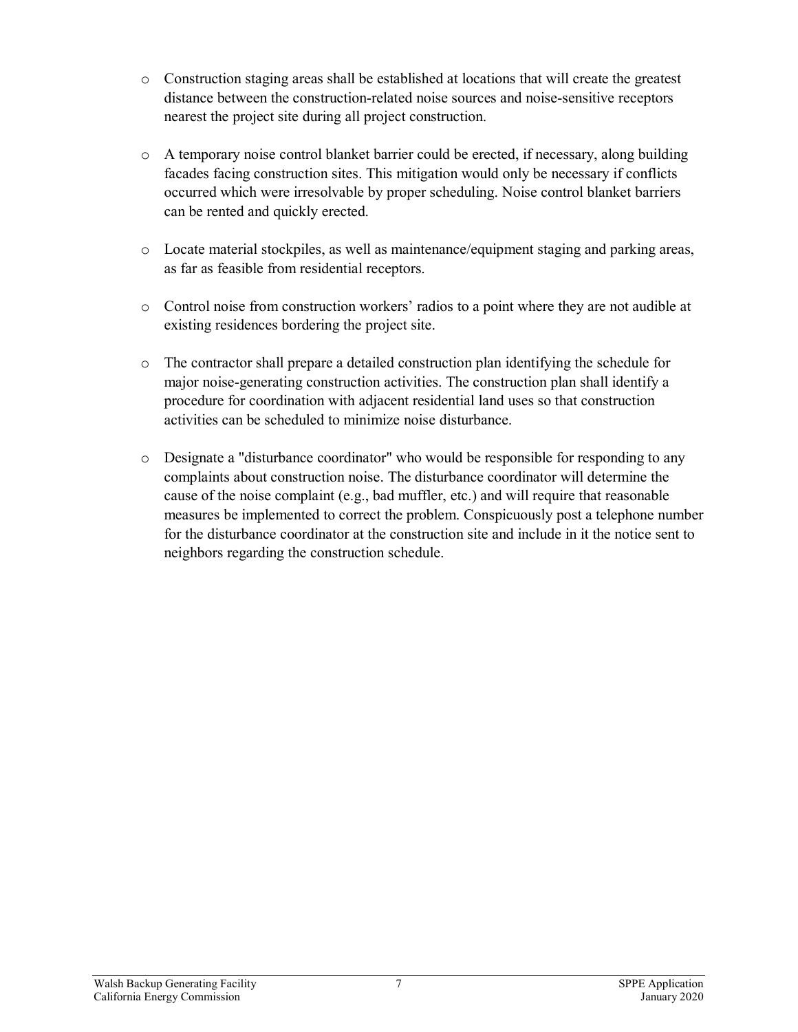- Construction staging areas shall be established at locations that will create the greatest distance between the construction-related noise sources and noise-sensitive receptors nearest the project site during all project construction.

- A temporary noise control blanket barrier could be erected, if necessary, along building facades facing construction sites. This mitigation would only be necessary if conflicts occurred which were irresolvable by proper scheduling. Noise control blanket barriers can be rented and quickly erected.

- Locate material stockpiles, as well as maintenance/equipment staging and parking areas, as far as feasible from residential receptors.

- Control noise from construction workers' radios to a point where they are not audible at existing residences bordering the project site.

- The contractor shall prepare a detailed construction plan identifying the schedule for major noise-generating construction activities. The construction plan shall identify a procedure for coordination with adjacent residential land uses so that construction activities can be scheduled to minimize noise disturbance.

- Designate a "disturbance coordinator" who would be responsible for responding to any complaints about construction noise. The disturbance coordinator will determine the cause of the noise complaint (e.g., bad muffler, etc.) and will require that reasonable measures be implemented to correct the problem. Conspicuously post a telephone number for the disturbance coordinator at the construction site and include in it the notice sent to neighbors regarding the construction schedule.